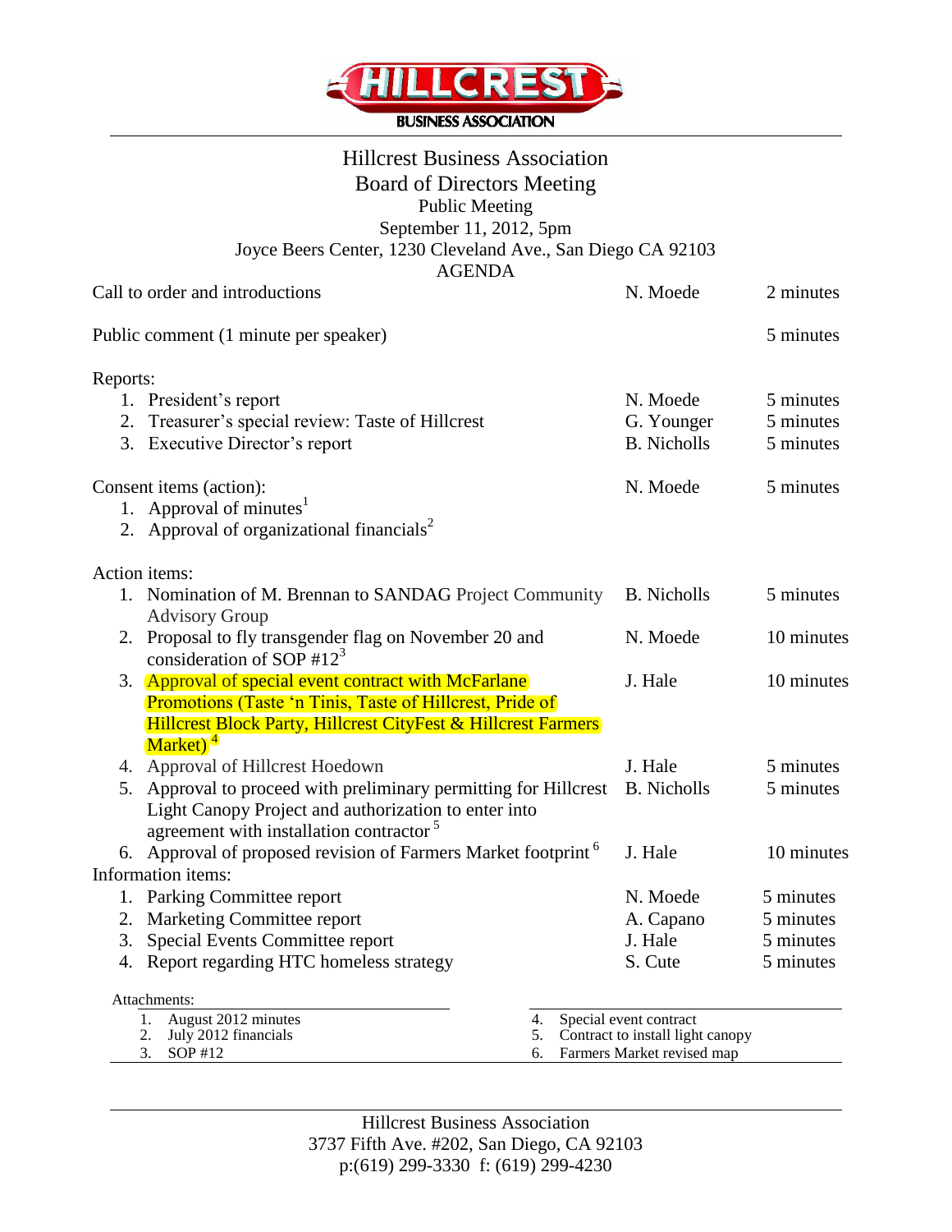# Hillcrest Business Association

**BUSINESS ASSOCIATION**

## Hillcrest Business Association
## Board of Directors Meeting

Public Meeting
September 11, 2012, 5pm
Joyce Beers Center, 1230 Cleveland Ave., San Diego CA 92103
AGENDA

| | | |
|---|---|---|
| Call to order and introductions | N. Moede | 2 minutes |
| Public comment (1 minute per speaker) | | 5 minutes |
| **Reports:** | | |
| 1. President's report | N. Moede | 5 minutes |
| 2. Treasurer's special review: Taste of Hillcrest | G. Younger | 5 minutes |
| 3. Executive Director's report | B. Nicholls | 5 minutes |
| **Consent items (action):** | N. Moede | 5 minutes |
| 1. Approval of minutes[1] | | |
| 2. Approval of organizational financials[2] | | |
| **Action items:** | | |
| 1. Nomination of M. Brennan to SANDAG Project Community Advisory Group | B. Nicholls | 5 minutes |
| 2. Proposal to fly transgender flag on November 20 and consideration of SOP #12[3] | N. Moede | 10 minutes |
| 3. Approval of special event contract with McFarlane Promotions (Taste 'n Tinis, Taste of Hillcrest, Pride of Hillcrest Block Party, Hillcrest CityFest & Hillcrest Farmers Market)[4] | J. Hale | 10 minutes |
| 4. Approval of Hillcrest Hoedown | J. Hale | 5 minutes |
| 5. Approval to proceed with preliminary permitting for Hillcrest Light Canopy Project and authorization to enter into agreement with installation contractor[5] | B. Nicholls | 5 minutes |
| 6. Approval of proposed revision of Farmers Market footprint[6] | J. Hale | 10 minutes |
| **Information items:** | | |
| 1. Parking Committee report | N. Moede | 5 minutes |
| 2. Marketing Committee report | A. Capano | 5 minutes |
| 3. Special Events Committee report | J. Hale | 5 minutes |
| 4. Report regarding HTC homeless strategy | S. Cute | 5 minutes |

Attachments:

1. August 2012 minutes
2. July 2012 financials
3. SOP #12
4. Special event contract
5. Contract to install light canopy
6. Farmers Market revised map

Hillcrest Business Association
3737 Fifth Ave. #202, San Diego, CA 92103
p:(619) 299-3330 f: (619) 299-4230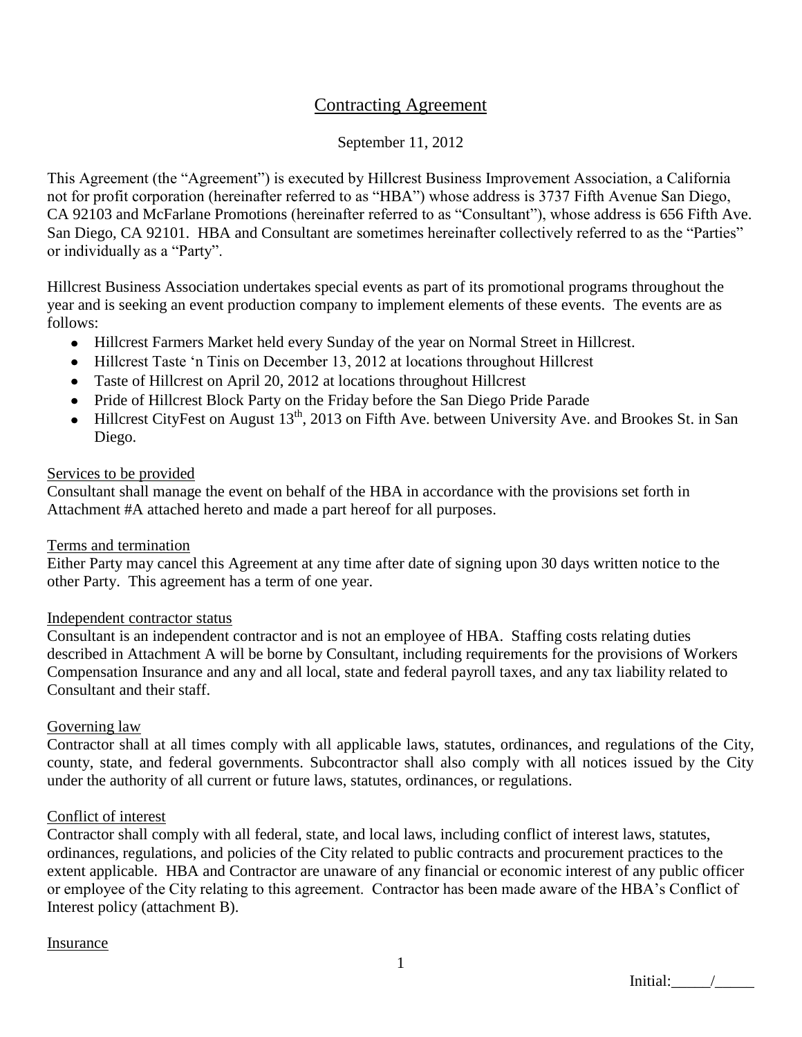# Contracting Agreement

September 11, 2012

This Agreement (the "Agreement") is executed by Hillcrest Business Improvement Association, a California not for profit corporation (hereinafter referred to as "HBA") whose address is 3737 Fifth Avenue San Diego, CA 92103 and McFarlane Promotions (hereinafter referred to as "Consultant"), whose address is 656 Fifth Ave. San Diego, CA 92101. HBA and Consultant are sometimes hereinafter collectively referred to as the "Parties" or individually as a "Party".

Hillcrest Business Association undertakes special events as part of its promotional programs throughout the year and is seeking an event production company to implement elements of these events. The events are as follows:

- Hillcrest Farmers Market held every Sunday of the year on Normal Street in Hillcrest.
- Hillcrest Taste 'n Tinis on December 13, 2012 at locations throughout Hillcrest
- Taste of Hillcrest on April 20, 2012 at locations throughout Hillcrest
- Pride of Hillcrest Block Party on the Friday before the San Diego Pride Parade
- Hillcrest CityFest on August 13th, 2013 on Fifth Ave. between University Ave. and Brookes St. in San Diego.

## Services to be provided

Consultant shall manage the event on behalf of the HBA in accordance with the provisions set forth in Attachment #A attached hereto and made a part hereof for all purposes.

## Terms and termination

Either Party may cancel this Agreement at any time after date of signing upon 30 days written notice to the other Party. This agreement has a term of one year.

## Independent contractor status

Consultant is an independent contractor and is not an employee of HBA. Staffing costs relating duties described in Attachment A will be borne by Consultant, including requirements for the provisions of Workers Compensation Insurance and any and all local, state and federal payroll taxes, and any tax liability related to Consultant and their staff.

## Governing law

Contractor shall at all times comply with all applicable laws, statutes, ordinances, and regulations of the City, county, state, and federal governments. Subcontractor shall also comply with all notices issued by the City under the authority of all current or future laws, statutes, ordinances, or regulations.

## Conflict of interest

Contractor shall comply with all federal, state, and local laws, including conflict of interest laws, statutes, ordinances, regulations, and policies of the City related to public contracts and procurement practices to the extent applicable. HBA and Contractor are unaware of any financial or economic interest of any public officer or employee of the City relating to this agreement. Contractor has been made aware of the HBA's Conflict of Interest policy (attachment B).

## Insurance

Initial:_____/_____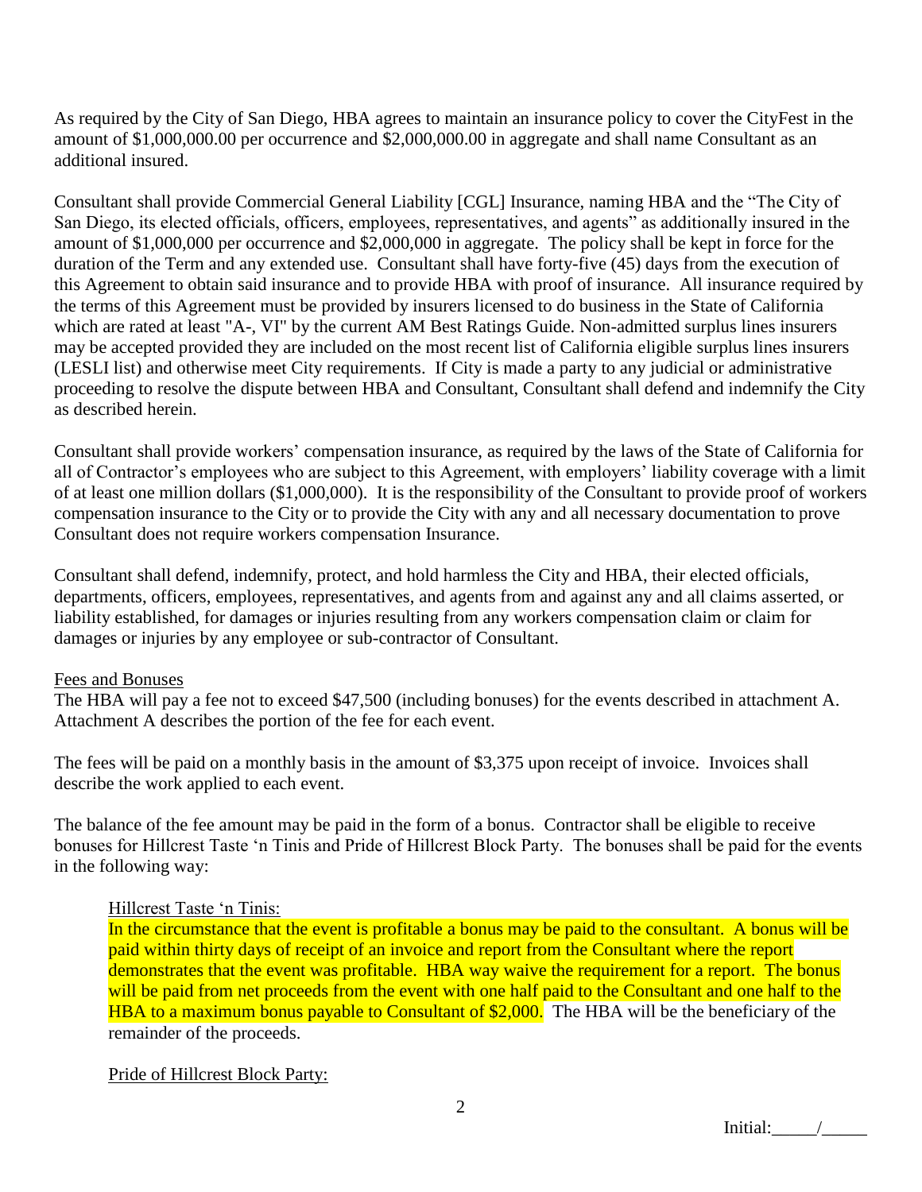As required by the City of San Diego, HBA agrees to maintain an insurance policy to cover the CityFest in the amount of $1,000,000.00 per occurrence and $2,000,000.00 in aggregate and shall name Consultant as an additional insured.

Consultant shall provide Commercial General Liability [CGL] Insurance, naming HBA and the "The City of San Diego, its elected officials, officers, employees, representatives, and agents" as additionally insured in the amount of $1,000,000 per occurrence and $2,000,000 in aggregate. The policy shall be kept in force for the duration of the Term and any extended use. Consultant shall have forty-five (45) days from the execution of this Agreement to obtain said insurance and to provide HBA with proof of insurance. All insurance required by the terms of this Agreement must be provided by insurers licensed to do business in the State of California which are rated at least "A-, VI" by the current AM Best Ratings Guide. Non-admitted surplus lines insurers may be accepted provided they are included on the most recent list of California eligible surplus lines insurers (LESLI list) and otherwise meet City requirements. If City is made a party to any judicial or administrative proceeding to resolve the dispute between HBA and Consultant, Consultant shall defend and indemnify the City as described herein.

Consultant shall provide workers' compensation insurance, as required by the laws of the State of California for all of Contractor's employees who are subject to this Agreement, with employers' liability coverage with a limit of at least one million dollars ($1,000,000). It is the responsibility of the Consultant to provide proof of workers compensation insurance to the City or to provide the City with any and all necessary documentation to prove Consultant does not require workers compensation Insurance.

Consultant shall defend, indemnify, protect, and hold harmless the City and HBA, their elected officials, departments, officers, employees, representatives, and agents from and against any and all claims asserted, or liability established, for damages or injuries resulting from any workers compensation claim or claim for damages or injuries by any employee or sub-contractor of Consultant.

Fees and Bonuses

The HBA will pay a fee not to exceed $47,500 (including bonuses) for the events described in attachment A. Attachment A describes the portion of the fee for each event.

The fees will be paid on a monthly basis in the amount of $3,375 upon receipt of invoice. Invoices shall describe the work applied to each event.

The balance of the fee amount may be paid in the form of a bonus. Contractor shall be eligible to receive bonuses for Hillcrest Taste 'n Tinis and Pride of Hillcrest Block Party. The bonuses shall be paid for the events in the following way:

Hillcrest Taste 'n Tinis:

In the circumstance that the event is profitable a bonus may be paid to the consultant. A bonus will be paid within thirty days of receipt of an invoice and report from the Consultant where the report demonstrates that the event was profitable. HBA way waive the requirement for a report. The bonus will be paid from net proceeds from the event with one half paid to the Consultant and one half to the HBA to a maximum bonus payable to Consultant of $2,000. The HBA will be the beneficiary of the remainder of the proceeds.

Pride of Hillcrest Block Party:

Initial:_____/_____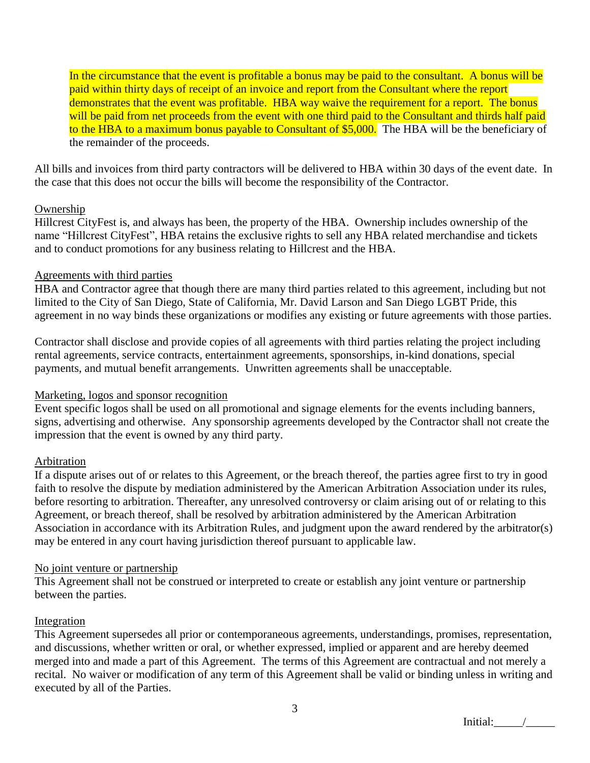In the circumstance that the event is profitable a bonus may be paid to the consultant. A bonus will be paid within thirty days of receipt of an invoice and report from the Consultant where the report demonstrates that the event was profitable. HBA way waive the requirement for a report. The bonus will be paid from net proceeds from the event with one third paid to the Consultant and thirds half paid to the HBA to a maximum bonus payable to Consultant of $5,000. The HBA will be the beneficiary of the remainder of the proceeds.

All bills and invoices from third party contractors will be delivered to HBA within 30 days of the event date. In the case that this does not occur the bills will become the responsibility of the Contractor.

## Ownership

Hillcrest CityFest is, and always has been, the property of the HBA. Ownership includes ownership of the name "Hillcrest CityFest", HBA retains the exclusive rights to sell any HBA related merchandise and tickets and to conduct promotions for any business relating to Hillcrest and the HBA.

## Agreements with third parties

HBA and Contractor agree that though there are many third parties related to this agreement, including but not limited to the City of San Diego, State of California, Mr. David Larson and San Diego LGBT Pride, this agreement in no way binds these organizations or modifies any existing or future agreements with those parties.

Contractor shall disclose and provide copies of all agreements with third parties relating the project including rental agreements, service contracts, entertainment agreements, sponsorships, in-kind donations, special payments, and mutual benefit arrangements. Unwritten agreements shall be unacceptable.

## Marketing, logos and sponsor recognition

Event specific logos shall be used on all promotional and signage elements for the events including banners, signs, advertising and otherwise. Any sponsorship agreements developed by the Contractor shall not create the impression that the event is owned by any third party.

## Arbitration

If a dispute arises out of or relates to this Agreement, or the breach thereof, the parties agree first to try in good faith to resolve the dispute by mediation administered by the American Arbitration Association under its rules, before resorting to arbitration. Thereafter, any unresolved controversy or claim arising out of or relating to this Agreement, or breach thereof, shall be resolved by arbitration administered by the American Arbitration Association in accordance with its Arbitration Rules, and judgment upon the award rendered by the arbitrator(s) may be entered in any court having jurisdiction thereof pursuant to applicable law.

## No joint venture or partnership

This Agreement shall not be construed or interpreted to create or establish any joint venture or partnership between the parties.

## Integration

This Agreement supersedes all prior or contemporaneous agreements, understandings, promises, representation, and discussions, whether written or oral, or whether expressed, implied or apparent and are hereby deemed merged into and made a part of this Agreement. The terms of this Agreement are contractual and not merely a recital. No waiver or modification of any term of this Agreement shall be valid or binding unless in writing and executed by all of the Parties.

Initial:_____/_____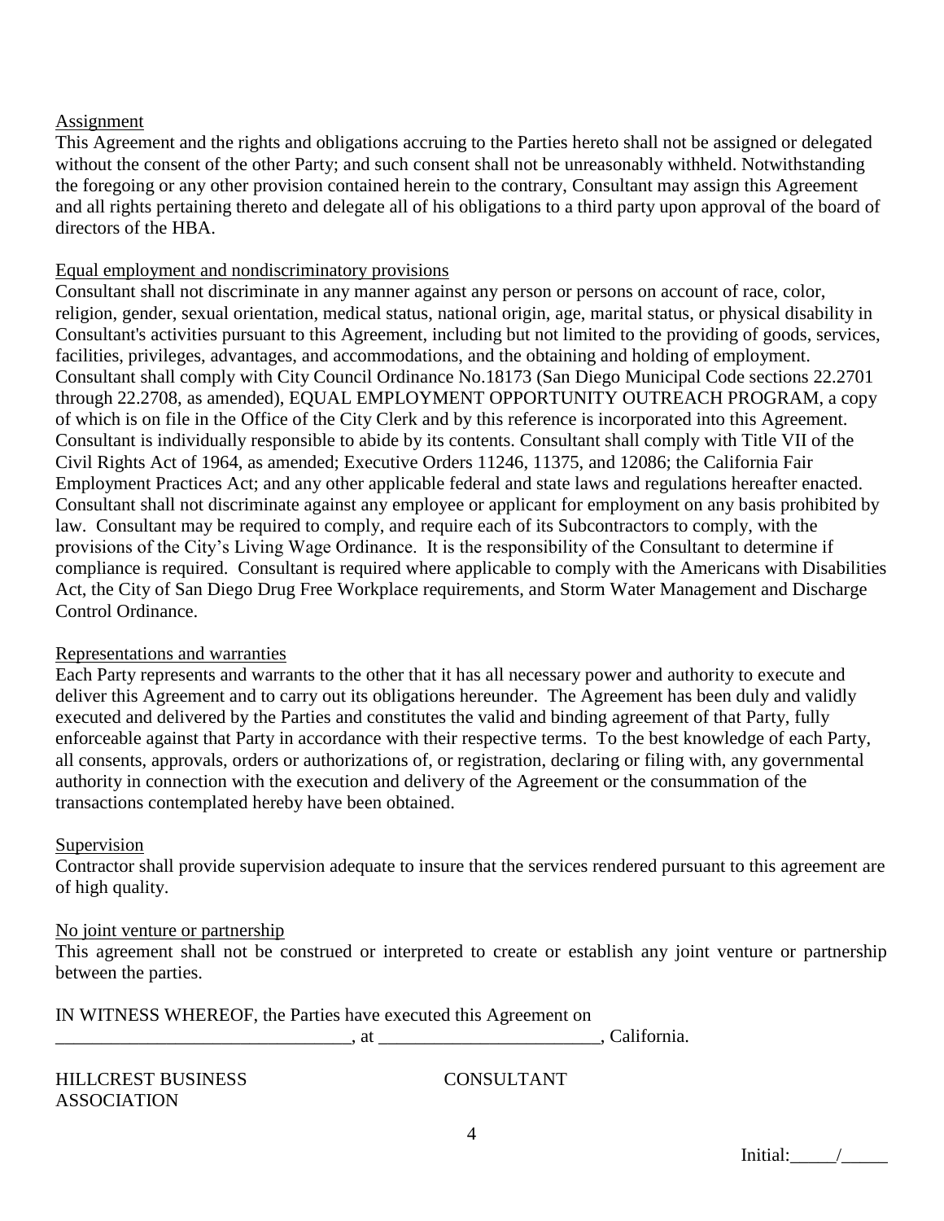Assignment

This Agreement and the rights and obligations accruing to the Parties hereto shall not be assigned or delegated without the consent of the other Party; and such consent shall not be unreasonably withheld. Notwithstanding the foregoing or any other provision contained herein to the contrary, Consultant may assign this Agreement and all rights pertaining thereto and delegate all of his obligations to a third party upon approval of the board of directors of the HBA.

Equal employment and nondiscriminatory provisions

Consultant shall not discriminate in any manner against any person or persons on account of race, color, religion, gender, sexual orientation, medical status, national origin, age, marital status, or physical disability in Consultant's activities pursuant to this Agreement, including but not limited to the providing of goods, services, facilities, privileges, advantages, and accommodations, and the obtaining and holding of employment. Consultant shall comply with City Council Ordinance No.18173 (San Diego Municipal Code sections 22.2701 through 22.2708, as amended), EQUAL EMPLOYMENT OPPORTUNITY OUTREACH PROGRAM, a copy of which is on file in the Office of the City Clerk and by this reference is incorporated into this Agreement. Consultant is individually responsible to abide by its contents. Consultant shall comply with Title VII of the Civil Rights Act of 1964, as amended; Executive Orders 11246, 11375, and 12086; the California Fair Employment Practices Act; and any other applicable federal and state laws and regulations hereafter enacted. Consultant shall not discriminate against any employee or applicant for employment on any basis prohibited by law. Consultant may be required to comply, and require each of its Subcontractors to comply, with the provisions of the City's Living Wage Ordinance. It is the responsibility of the Consultant to determine if compliance is required. Consultant is required where applicable to comply with the Americans with Disabilities Act, the City of San Diego Drug Free Workplace requirements, and Storm Water Management and Discharge Control Ordinance.

Representations and warranties

Each Party represents and warrants to the other that it has all necessary power and authority to execute and deliver this Agreement and to carry out its obligations hereunder. The Agreement has been duly and validly executed and delivered by the Parties and constitutes the valid and binding agreement of that Party, fully enforceable against that Party in accordance with their respective terms. To the best knowledge of each Party, all consents, approvals, orders or authorizations of, or registration, declaring or filing with, any governmental authority in connection with the execution and delivery of the Agreement or the consummation of the transactions contemplated hereby have been obtained.

Supervision

Contractor shall provide supervision adequate to insure that the services rendered pursuant to this agreement are of high quality.

No joint venture or partnership

This agreement shall not be construed or interpreted to create or establish any joint venture or partnership between the parties.

IN WITNESS WHEREOF, the Parties have executed this Agreement on
________________________________, at ________________________, California.

HILLCREST BUSINESS ASSOCIATION

CONSULTANT

Initial:_____/_____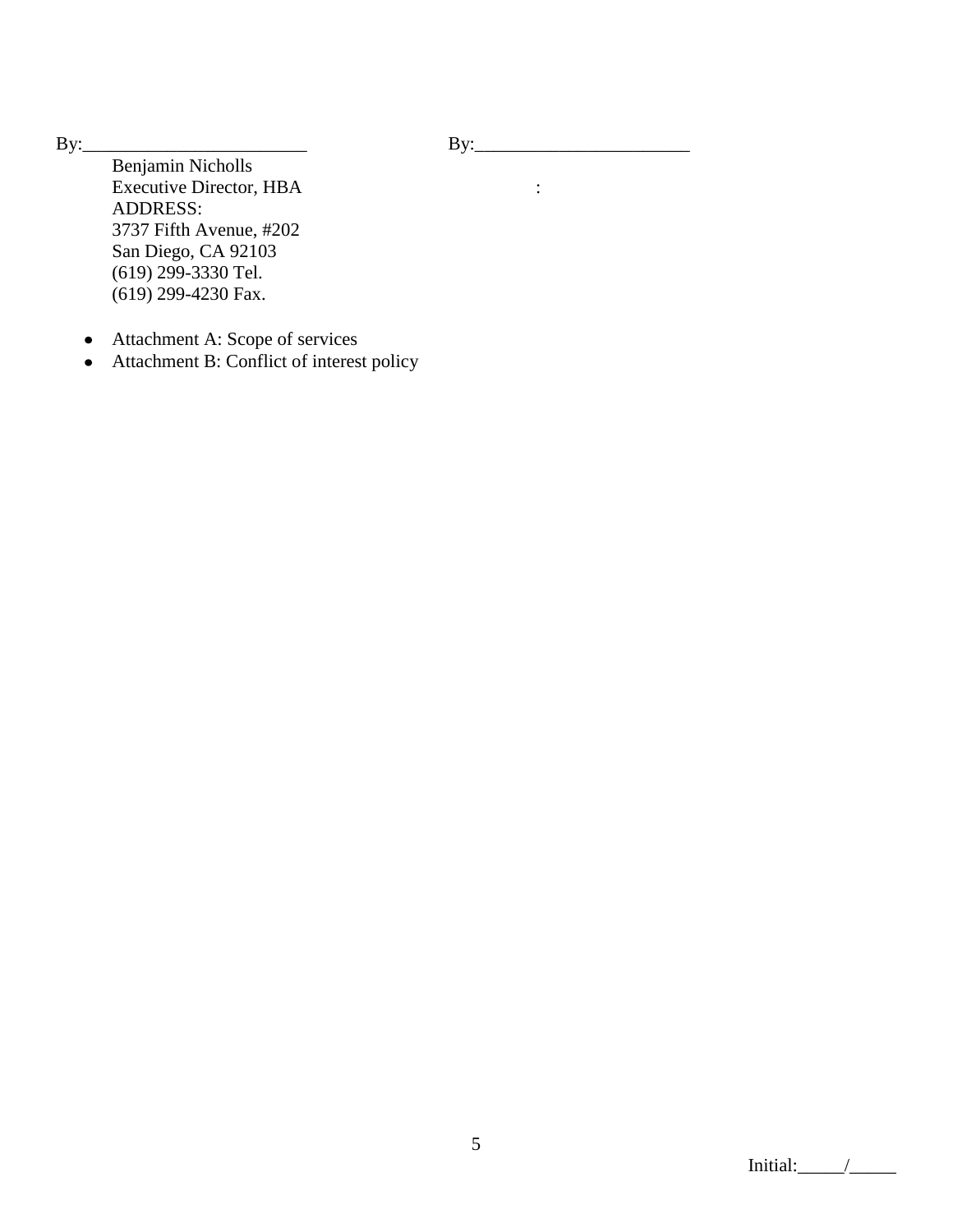| By:________________________ | By:_______________________ |
| --- | --- |
| Benjamin Nicholls<br>Executive Director, HBA<br>ADDRESS:<br>3737 Fifth Avenue, #202<br>San Diego, CA 92103<br>(619) 299-3330 Tel.<br>(619) 299-4230 Fax. | : |

- Attachment A: Scope of services
- Attachment B: Conflict of interest policy

Initial:_____/_____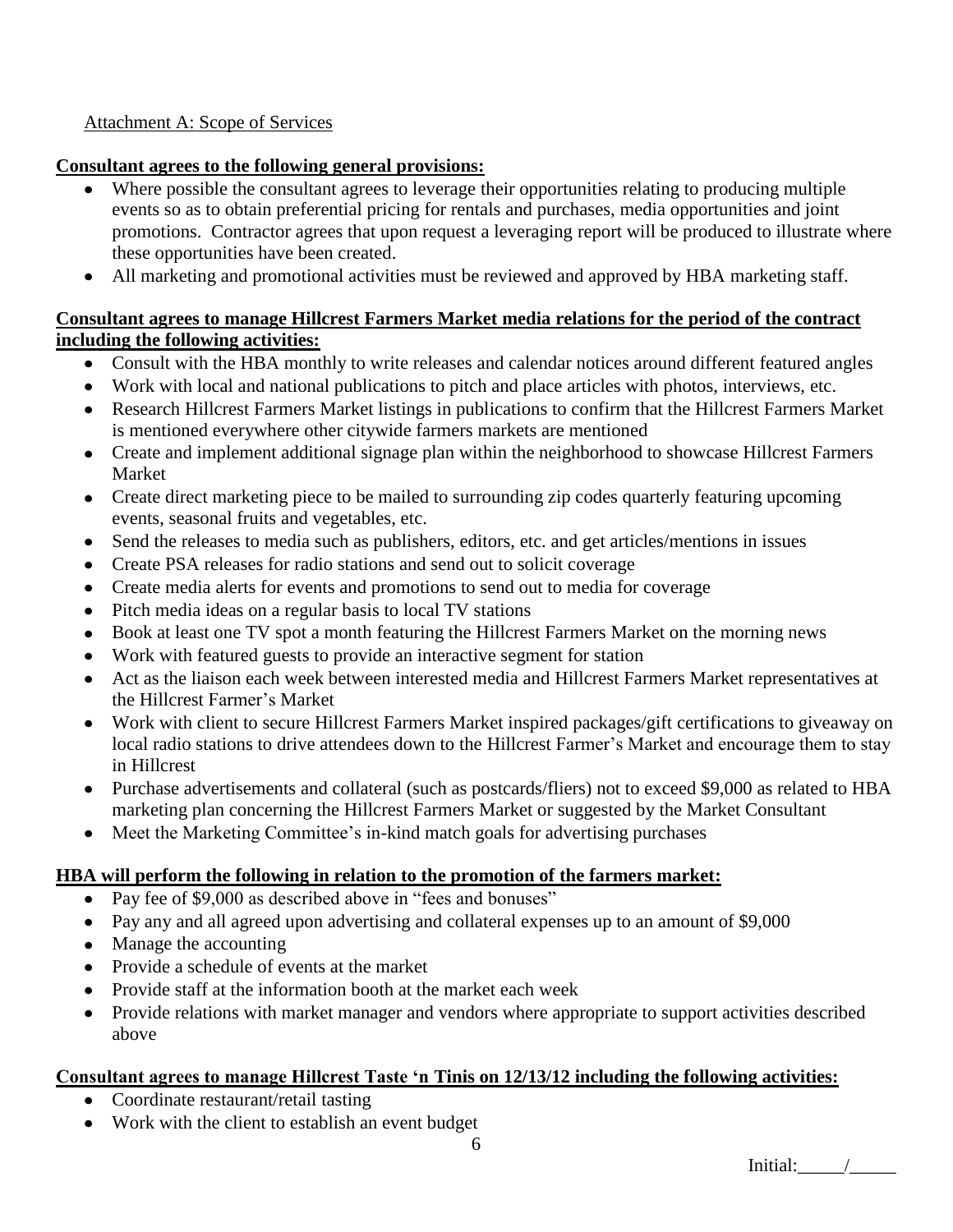Attachment A: Scope of Services

**Consultant agrees to the following general provisions:**

- Where possible the consultant agrees to leverage their opportunities relating to producing multiple events so as to obtain preferential pricing for rentals and purchases, media opportunities and joint promotions. Contractor agrees that upon request a leveraging report will be produced to illustrate where these opportunities have been created.
- All marketing and promotional activities must be reviewed and approved by HBA marketing staff.

**Consultant agrees to manage Hillcrest Farmers Market media relations for the period of the contract including the following activities:**

- Consult with the HBA monthly to write releases and calendar notices around different featured angles
- Work with local and national publications to pitch and place articles with photos, interviews, etc.
- Research Hillcrest Farmers Market listings in publications to confirm that the Hillcrest Farmers Market is mentioned everywhere other citywide farmers markets are mentioned
- Create and implement additional signage plan within the neighborhood to showcase Hillcrest Farmers Market
- Create direct marketing piece to be mailed to surrounding zip codes quarterly featuring upcoming events, seasonal fruits and vegetables, etc.
- Send the releases to media such as publishers, editors, etc. and get articles/mentions in issues
- Create PSA releases for radio stations and send out to solicit coverage
- Create media alerts for events and promotions to send out to media for coverage
- Pitch media ideas on a regular basis to local TV stations
- Book at least one TV spot a month featuring the Hillcrest Farmers Market on the morning news
- Work with featured guests to provide an interactive segment for station
- Act as the liaison each week between interested media and Hillcrest Farmers Market representatives at the Hillcrest Farmer's Market
- Work with client to secure Hillcrest Farmers Market inspired packages/gift certifications to giveaway on local radio stations to drive attendees down to the Hillcrest Farmer's Market and encourage them to stay in Hillcrest
- Purchase advertisements and collateral (such as postcards/fliers) not to exceed $9,000 as related to HBA marketing plan concerning the Hillcrest Farmers Market or suggested by the Market Consultant
- Meet the Marketing Committee's in-kind match goals for advertising purchases

**HBA will perform the following in relation to the promotion of the farmers market:**

- Pay fee of $9,000 as described above in "fees and bonuses"
- Pay any and all agreed upon advertising and collateral expenses up to an amount of $9,000
- Manage the accounting
- Provide a schedule of events at the market
- Provide staff at the information booth at the market each week
- Provide relations with market manager and vendors where appropriate to support activities described above

**Consultant agrees to manage Hillcrest Taste 'n Tinis on 12/13/12 including the following activities:**

- Coordinate restaurant/retail tasting
- Work with the client to establish an event budget

Initial:_____/_____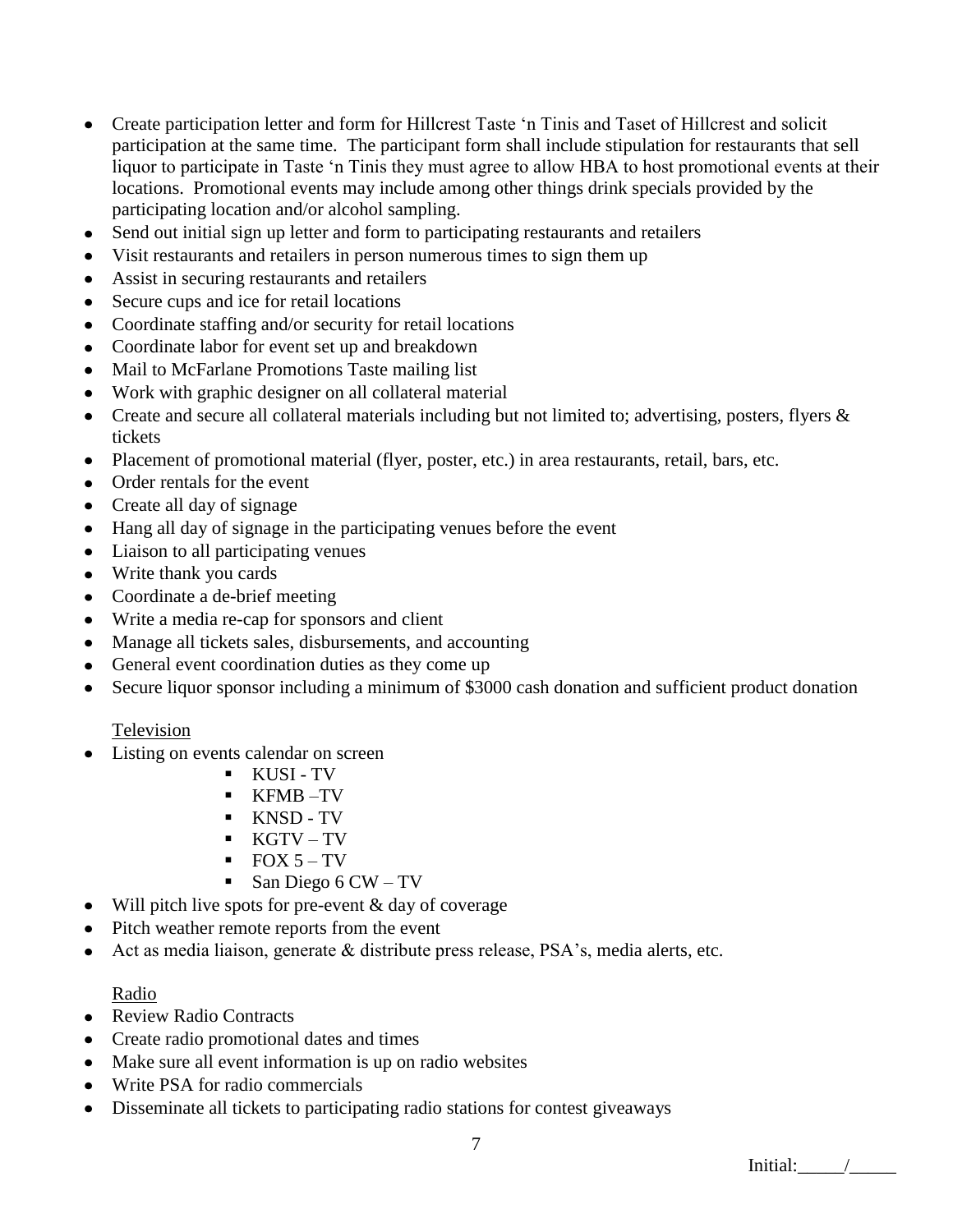- Create participation letter and form for Hillcrest Taste 'n Tinis and Taset of Hillcrest and solicit participation at the same time. The participant form shall include stipulation for restaurants that sell liquor to participate in Taste 'n Tinis they must agree to allow HBA to host promotional events at their locations. Promotional events may include among other things drink specials provided by the participating location and/or alcohol sampling.
- Send out initial sign up letter and form to participating restaurants and retailers
- Visit restaurants and retailers in person numerous times to sign them up
- Assist in securing restaurants and retailers
- Secure cups and ice for retail locations
- Coordinate staffing and/or security for retail locations
- Coordinate labor for event set up and breakdown
- Mail to McFarlane Promotions Taste mailing list
- Work with graphic designer on all collateral material
- Create and secure all collateral materials including but not limited to; advertising, posters, flyers & tickets
- Placement of promotional material (flyer, poster, etc.) in area restaurants, retail, bars, etc.
- Order rentals for the event
- Create all day of signage
- Hang all day of signage in the participating venues before the event
- Liaison to all participating venues
- Write thank you cards
- Coordinate a de-brief meeting
- Write a media re-cap for sponsors and client
- Manage all tickets sales, disbursements, and accounting
- General event coordination duties as they come up
- Secure liquor sponsor including a minimum of $3000 cash donation and sufficient product donation

Television

- Listing on events calendar on screen
  - KUSI - TV
  - KFMB –TV
  - KNSD - TV
  - KGTV – TV
  - FOX 5 – TV
  - San Diego 6 CW – TV
- Will pitch live spots for pre-event & day of coverage
- Pitch weather remote reports from the event
- Act as media liaison, generate & distribute press release, PSA's, media alerts, etc.

Radio

- Review Radio Contracts
- Create radio promotional dates and times
- Make sure all event information is up on radio websites
- Write PSA for radio commercials
- Disseminate all tickets to participating radio stations for contest giveaways

Initial:_____/_____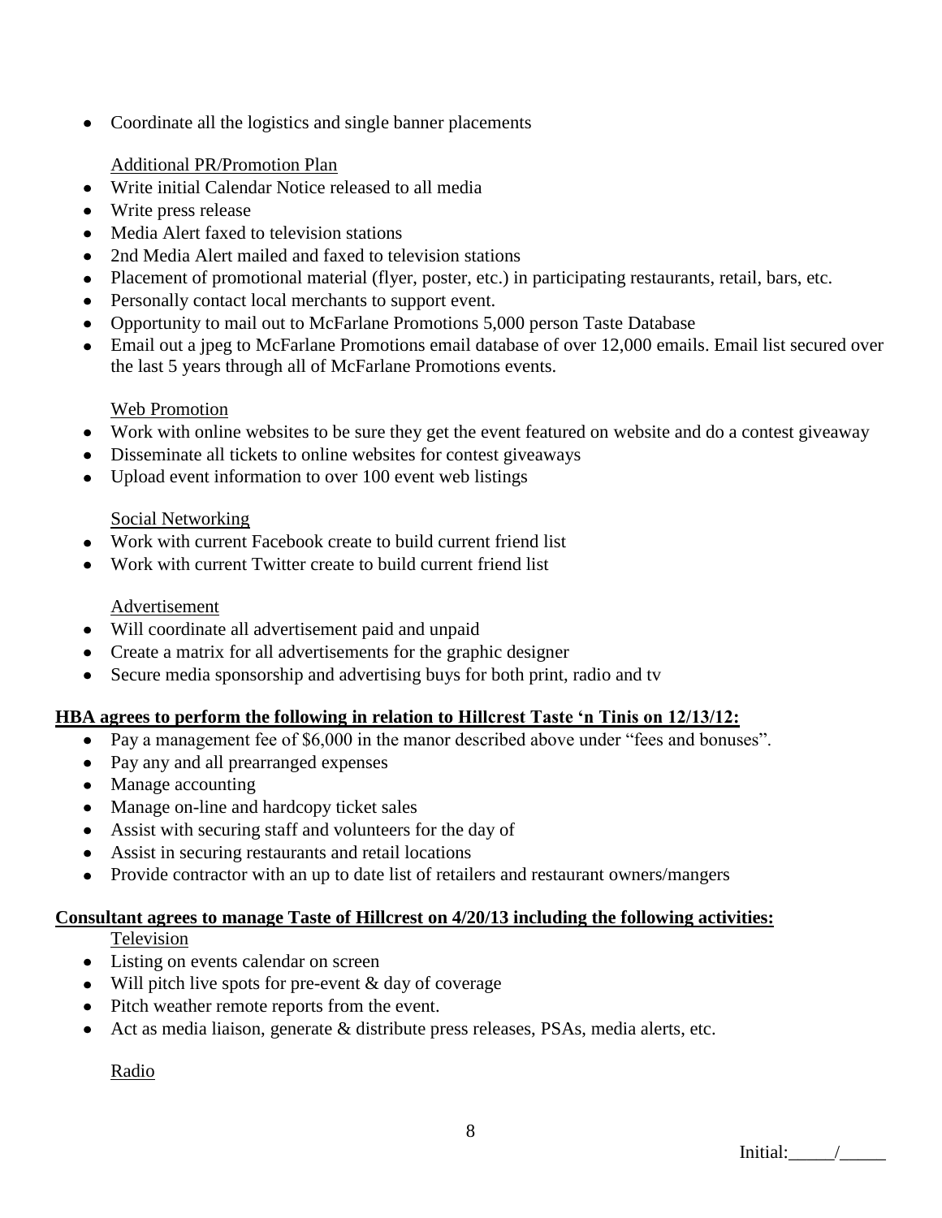- Coordinate all the logistics and single banner placements

Additional PR/Promotion Plan

- Write initial Calendar Notice released to all media
- Write press release
- Media Alert faxed to television stations
- 2nd Media Alert mailed and faxed to television stations
- Placement of promotional material (flyer, poster, etc.) in participating restaurants, retail, bars, etc.
- Personally contact local merchants to support event.
- Opportunity to mail out to McFarlane Promotions 5,000 person Taste Database
- Email out a jpeg to McFarlane Promotions email database of over 12,000 emails. Email list secured over the last 5 years through all of McFarlane Promotions events.

Web Promotion

- Work with online websites to be sure they get the event featured on website and do a contest giveaway
- Disseminate all tickets to online websites for contest giveaways
- Upload event information to over 100 event web listings

Social Networking

- Work with current Facebook create to build current friend list
- Work with current Twitter create to build current friend list

Advertisement

- Will coordinate all advertisement paid and unpaid
- Create a matrix for all advertisements for the graphic designer
- Secure media sponsorship and advertising buys for both print, radio and tv

**HBA agrees to perform the following in relation to Hillcrest Taste 'n Tinis on 12/13/12:**

- Pay a management fee of $6,000 in the manor described above under "fees and bonuses".
- Pay any and all prearranged expenses
- Manage accounting
- Manage on-line and hardcopy ticket sales
- Assist with securing staff and volunteers for the day of
- Assist in securing restaurants and retail locations
- Provide contractor with an up to date list of retailers and restaurant owners/mangers

**Consultant agrees to manage Taste of Hillcrest on 4/20/13 including the following activities:**

Television

- Listing on events calendar on screen
- Will pitch live spots for pre-event & day of coverage
- Pitch weather remote reports from the event.
- Act as media liaison, generate & distribute press releases, PSAs, media alerts, etc.

Radio

Initial:_____/_____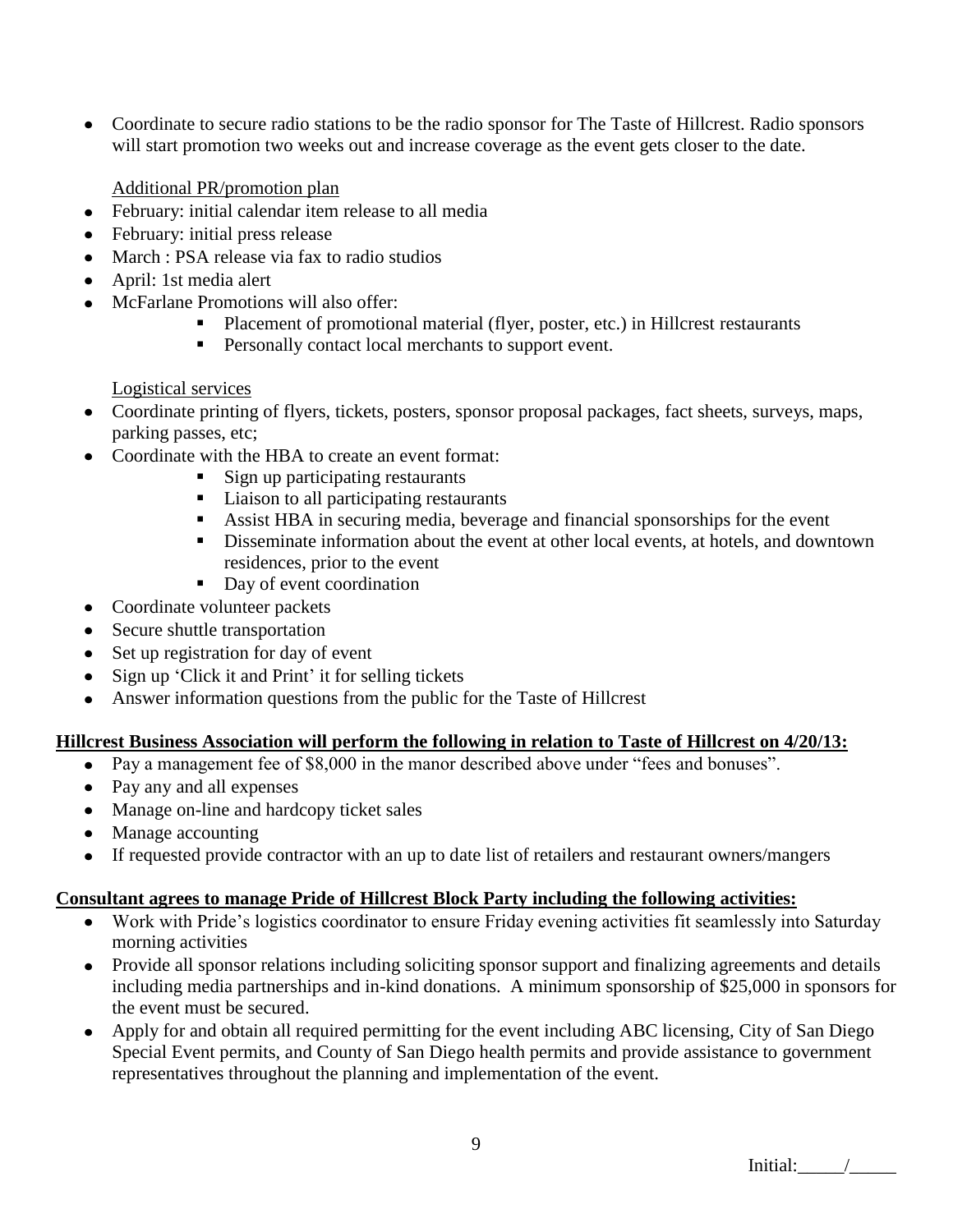- Coordinate to secure radio stations to be the radio sponsor for The Taste of Hillcrest. Radio sponsors will start promotion two weeks out and increase coverage as the event gets closer to the date.

Additional PR/promotion plan

- February: initial calendar item release to all media
- February: initial press release
- March : PSA release via fax to radio studios
- April: 1st media alert
- McFarlane Promotions will also offer:
  - Placement of promotional material (flyer, poster, etc.) in Hillcrest restaurants
  - Personally contact local merchants to support event.

Logistical services

- Coordinate printing of flyers, tickets, posters, sponsor proposal packages, fact sheets, surveys, maps, parking passes, etc;
- Coordinate with the HBA to create an event format:
  - Sign up participating restaurants
  - Liaison to all participating restaurants
  - Assist HBA in securing media, beverage and financial sponsorships for the event
  - Disseminate information about the event at other local events, at hotels, and downtown residences, prior to the event
  - Day of event coordination
- Coordinate volunteer packets
- Secure shuttle transportation
- Set up registration for day of event
- Sign up 'Click it and Print' it for selling tickets
- Answer information questions from the public for the Taste of Hillcrest

**Hillcrest Business Association will perform the following in relation to Taste of Hillcrest on 4/20/13:**

- Pay a management fee of $8,000 in the manor described above under "fees and bonuses".
- Pay any and all expenses
- Manage on-line and hardcopy ticket sales
- Manage accounting
- If requested provide contractor with an up to date list of retailers and restaurant owners/mangers

**Consultant agrees to manage Pride of Hillcrest Block Party including the following activities:**

- Work with Pride's logistics coordinator to ensure Friday evening activities fit seamlessly into Saturday morning activities
- Provide all sponsor relations including soliciting sponsor support and finalizing agreements and details including media partnerships and in-kind donations. A minimum sponsorship of $25,000 in sponsors for the event must be secured.
- Apply for and obtain all required permitting for the event including ABC licensing, City of San Diego Special Event permits, and County of San Diego health permits and provide assistance to government representatives throughout the planning and implementation of the event.

Initial:_____/_____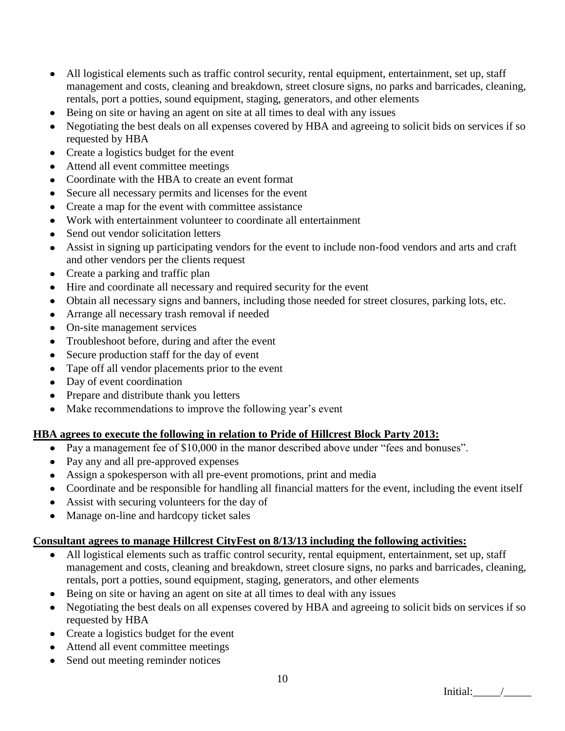- All logistical elements such as traffic control security, rental equipment, entertainment, set up, staff management and costs, cleaning and breakdown, street closure signs, no parks and barricades, cleaning, rentals, port a potties, sound equipment, staging, generators, and other elements
- Being on site or having an agent on site at all times to deal with any issues
- Negotiating the best deals on all expenses covered by HBA and agreeing to solicit bids on services if so requested by HBA
- Create a logistics budget for the event
- Attend all event committee meetings
- Coordinate with the HBA to create an event format
- Secure all necessary permits and licenses for the event
- Create a map for the event with committee assistance
- Work with entertainment volunteer to coordinate all entertainment
- Send out vendor solicitation letters
- Assist in signing up participating vendors for the event to include non-food vendors and arts and craft and other vendors per the clients request
- Create a parking and traffic plan
- Hire and coordinate all necessary and required security for the event
- Obtain all necessary signs and banners, including those needed for street closures, parking lots, etc.
- Arrange all necessary trash removal if needed
- On-site management services
- Troubleshoot before, during and after the event
- Secure production staff for the day of event
- Tape off all vendor placements prior to the event
- Day of event coordination
- Prepare and distribute thank you letters
- Make recommendations to improve the following year's event

**HBA agrees to execute the following in relation to Pride of Hillcrest Block Party 2013:**

- Pay a management fee of $10,000 in the manor described above under "fees and bonuses".
- Pay any and all pre-approved expenses
- Assign a spokesperson with all pre-event promotions, print and media
- Coordinate and be responsible for handling all financial matters for the event, including the event itself
- Assist with securing volunteers for the day of
- Manage on-line and hardcopy ticket sales

**Consultant agrees to manage Hillcrest CityFest on 8/13/13 including the following activities:**

- All logistical elements such as traffic control security, rental equipment, entertainment, set up, staff management and costs, cleaning and breakdown, street closure signs, no parks and barricades, cleaning, rentals, port a potties, sound equipment, staging, generators, and other elements
- Being on site or having an agent on site at all times to deal with any issues
- Negotiating the best deals on all expenses covered by HBA and agreeing to solicit bids on services if so requested by HBA
- Create a logistics budget for the event
- Attend all event committee meetings
- Send out meeting reminder notices

Initial:_____/_____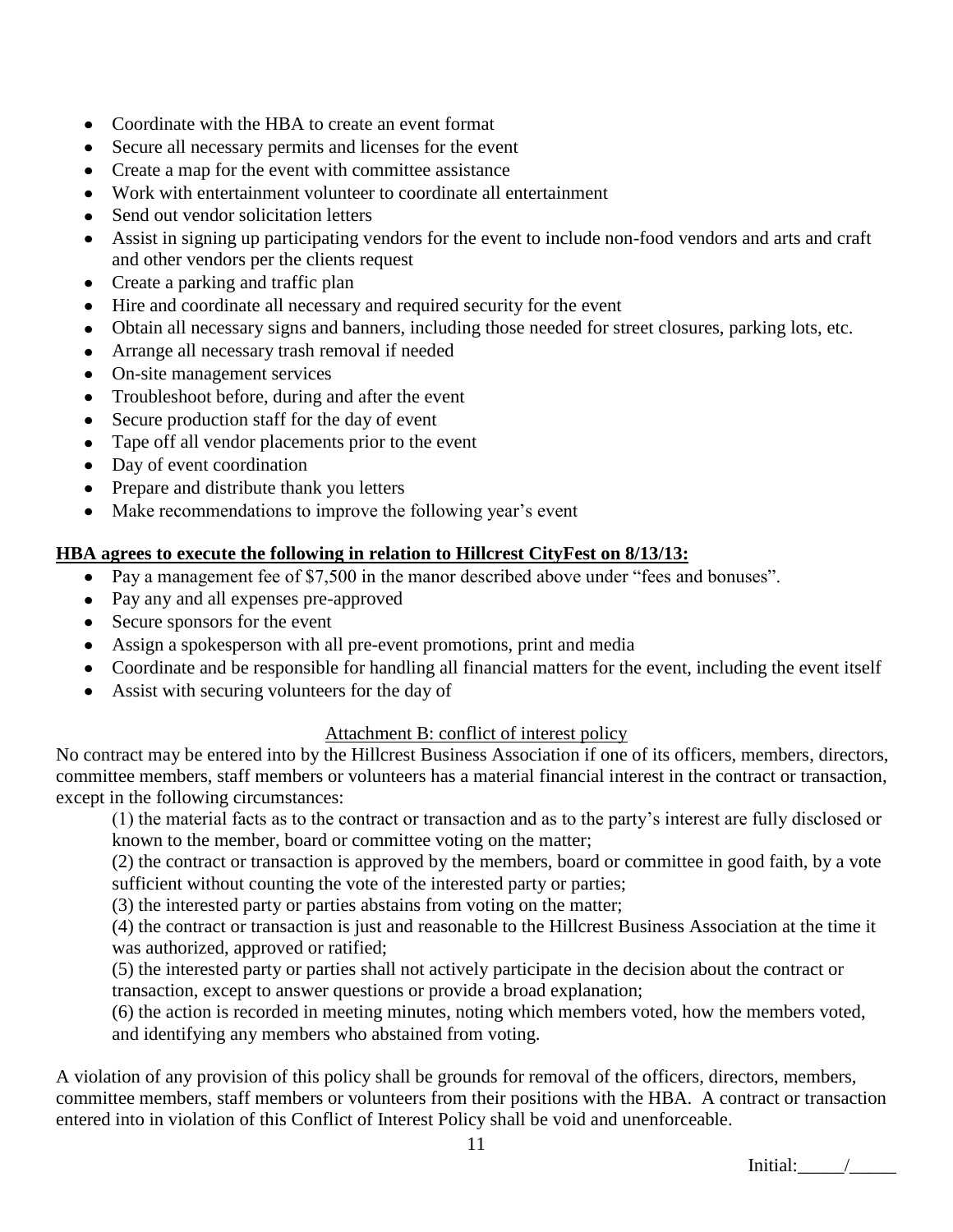- Coordinate with the HBA to create an event format
- Secure all necessary permits and licenses for the event
- Create a map for the event with committee assistance
- Work with entertainment volunteer to coordinate all entertainment
- Send out vendor solicitation letters
- Assist in signing up participating vendors for the event to include non-food vendors and arts and craft and other vendors per the clients request
- Create a parking and traffic plan
- Hire and coordinate all necessary and required security for the event
- Obtain all necessary signs and banners, including those needed for street closures, parking lots, etc.
- Arrange all necessary trash removal if needed
- On-site management services
- Troubleshoot before, during and after the event
- Secure production staff for the day of event
- Tape off all vendor placements prior to the event
- Day of event coordination
- Prepare and distribute thank you letters
- Make recommendations to improve the following year's event

**HBA agrees to execute the following in relation to Hillcrest CityFest on 8/13/13:**

- Pay a management fee of $7,500 in the manor described above under "fees and bonuses".
- Pay any and all expenses pre-approved
- Secure sponsors for the event
- Assign a spokesperson with all pre-event promotions, print and media
- Coordinate and be responsible for handling all financial matters for the event, including the event itself
- Assist with securing volunteers for the day of

Attachment B: conflict of interest policy

No contract may be entered into by the Hillcrest Business Association if one of its officers, members, directors, committee members, staff members or volunteers has a material financial interest in the contract or transaction, except in the following circumstances:

(1) the material facts as to the contract or transaction and as to the party's interest are fully disclosed or known to the member, board or committee voting on the matter;

(2) the contract or transaction is approved by the members, board or committee in good faith, by a vote sufficient without counting the vote of the interested party or parties;

(3) the interested party or parties abstains from voting on the matter;

(4) the contract or transaction is just and reasonable to the Hillcrest Business Association at the time it was authorized, approved or ratified;

(5) the interested party or parties shall not actively participate in the decision about the contract or transaction, except to answer questions or provide a broad explanation;

(6) the action is recorded in meeting minutes, noting which members voted, how the members voted, and identifying any members who abstained from voting.

A violation of any provision of this policy shall be grounds for removal of the officers, directors, members, committee members, staff members or volunteers from their positions with the HBA. A contract or transaction entered into in violation of this Conflict of Interest Policy shall be void and unenforceable.

Initial:_____/_____